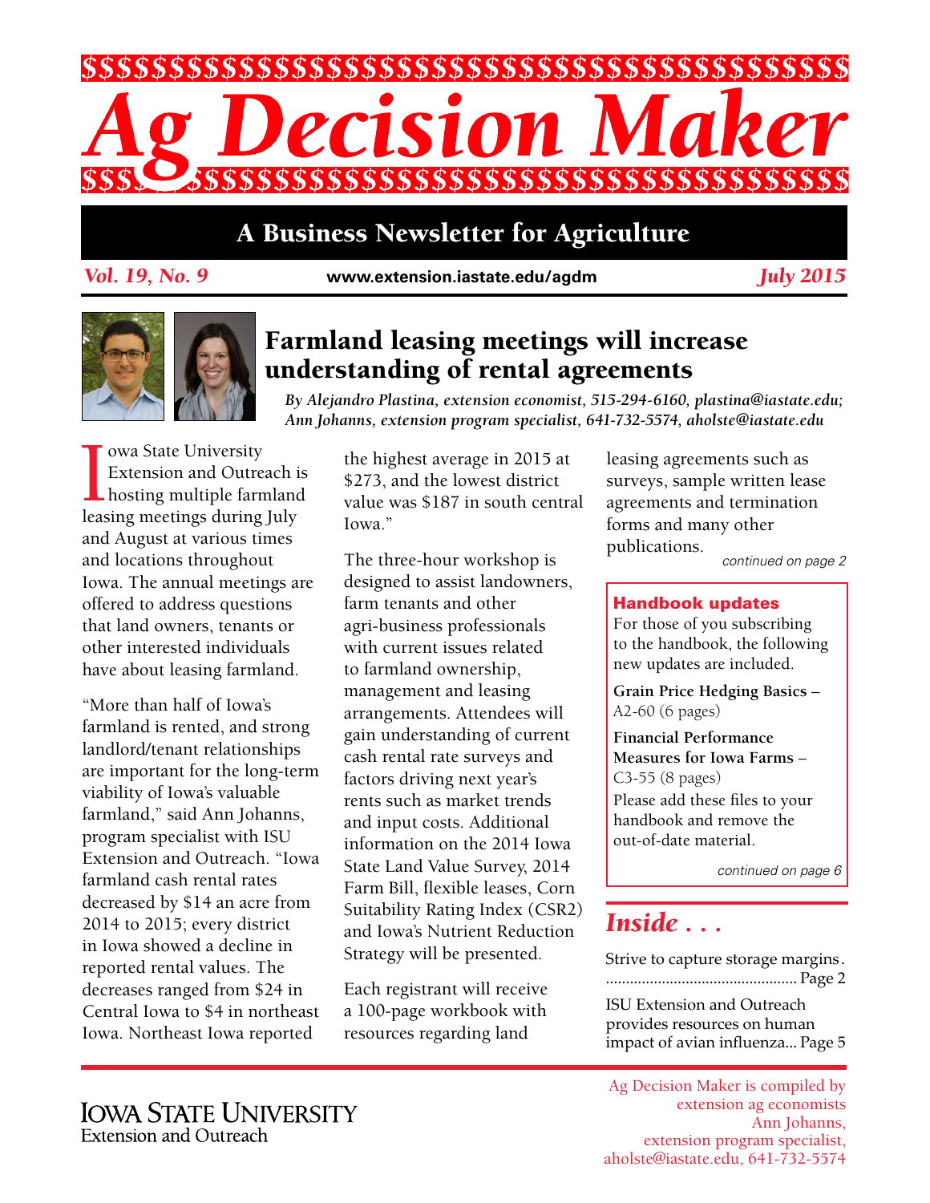# Ag Decision Maker

## A Business Newsletter for Agriculture

*Vol. 19, No. 9* www.extension.iastate.edu/agdm *July 2015*

## Farmland leasing meetings will increase understanding of rental agreements

*By Alejandro Plastina, extension economist, 515-294-6160, plastina@iastate.edu; Ann Johanns, extension program specialist, 641-732-5574, aholste@iastate.edu*

Iowa State University Extension and Outreach is hosting multiple farmland leasing meetings during July and August at various times and locations throughout Iowa. The annual meetings are offered to address questions that land owners, tenants or other interested individuals have about leasing farmland.

"More than half of Iowa's farmland is rented, and strong landlord/tenant relationships are important for the long-term viability of Iowa's valuable farmland," said Ann Johanns, program specialist with ISU Extension and Outreach. "Iowa farmland cash rental rates decreased by $14 an acre from 2014 to 2015; every district in Iowa showed a decline in reported rental values. The decreases ranged from $24 in Central Iowa to $4 in northeast Iowa. Northeast Iowa reported the highest average in 2015 at $273, and the lowest district value was $187 in south central Iowa."

The three-hour workshop is designed to assist landowners, farm tenants and other agri-business professionals with current issues related to farmland ownership, management and leasing arrangements. Attendees will gain understanding of current cash rental rate surveys and factors driving next year's rents such as market trends and input costs. Additional information on the 2014 Iowa State Land Value Survey, 2014 Farm Bill, flexible leases, Corn Suitability Rating Index (CSR2) and Iowa's Nutrient Reduction Strategy will be presented.

Each registrant will receive a 100-page workbook with resources regarding land leasing agreements such as surveys, sample written lease agreements and termination forms and many other publications.

*continued on page 2*

### Handbook updates

For those of you subscribing to the handbook, the following new updates are included.

**Grain Price Hedging Basics** – A2-60 (6 pages)

**Financial Performance Measures for Iowa Farms** – C3-55 (8 pages)

Please add these files to your handbook and remove the out-of-date material.

*continued on page 6*

### Inside . . .

Strive to capture storage margins ........ Page 2

ISU Extension and Outreach provides resources on human impact of avian influenza... Page 5

Iowa State University Extension and Outreach

Ag Decision Maker is compiled by extension ag economists Ann Johanns, extension program specialist, aholste@iastate.edu, 641-732-5574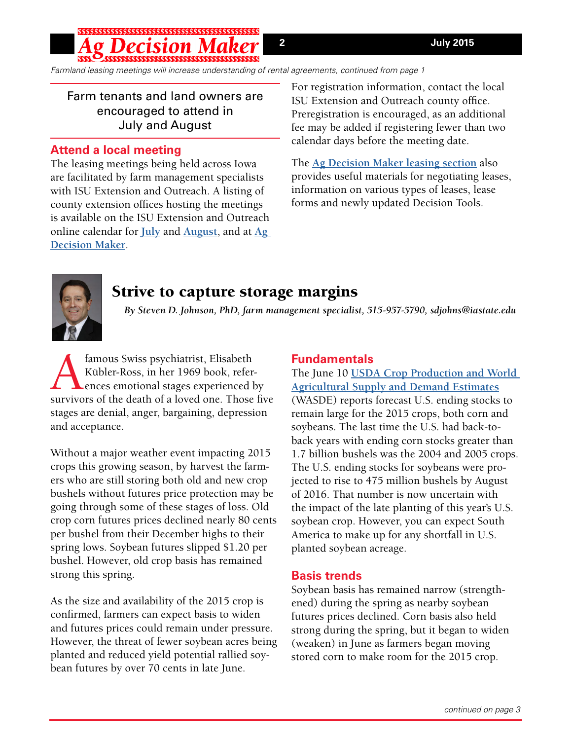*Farmland leasing meetings will increase understanding of rental agreements, continued from page 1*

Farm tenants and land owners are encouraged to attend in July and August

### Attend a local meeting

The leasing meetings being held across Iowa are facilitated by farm management specialists with ISU Extension and Outreach. A listing of county extension offices hosting the meetings is available on the ISU Extension and Outreach online calendar for July and August, and at Ag Decision Maker.

For registration information, contact the local ISU Extension and Outreach county office. Preregistration is encouraged, as an additional fee may be added if registering fewer than two calendar days before the meeting date.

The Ag Decision Maker leasing section also provides useful materials for negotiating leases, information on various types of leases, lease forms and newly updated Decision Tools.

## Strive to capture storage margins

*By Steven D. Johnson, PhD, farm management specialist, 515-957-5790, sdjohns@iastate.edu*

A famous Swiss psychiatrist, Elisabeth Kübler-Ross, in her 1969 book, references emotional stages experienced by survivors of the death of a loved one. Those five stages are denial, anger, bargaining, depression and acceptance.

Without a major weather event impacting 2015 crops this growing season, by harvest the farmers who are still storing both old and new crop bushels without futures price protection may be going through some of these stages of loss. Old crop corn futures prices declined nearly 80 cents per bushel from their December highs to their spring lows. Soybean futures slipped $1.20 per bushel. However, old crop basis has remained strong this spring.

As the size and availability of the 2015 crop is confirmed, farmers can expect basis to widen and futures prices could remain under pressure. However, the threat of fewer soybean acres being planted and reduced yield potential rallied soybean futures by over 70 cents in late June.

### Fundamentals

The June 10 USDA Crop Production and World Agricultural Supply and Demand Estimates (WASDE) reports forecast U.S. ending stocks to remain large for the 2015 crops, both corn and soybeans. The last time the U.S. had back-to-back years with ending corn stocks greater than 1.7 billion bushels was the 2004 and 2005 crops. The U.S. ending stocks for soybeans were projected to rise to 475 million bushels by August of 2016. That number is now uncertain with the impact of the late planting of this year's U.S. soybean crop. However, you can expect South America to make up for any shortfall in U.S. planted soybean acreage.

### Basis trends

Soybean basis has remained narrow (strengthened) during the spring as nearby soybean futures prices declined. Corn basis also held strong during the spring, but it began to widen (weaken) in June as farmers began moving stored corn to make room for the 2015 crop.

*continued on page 3*